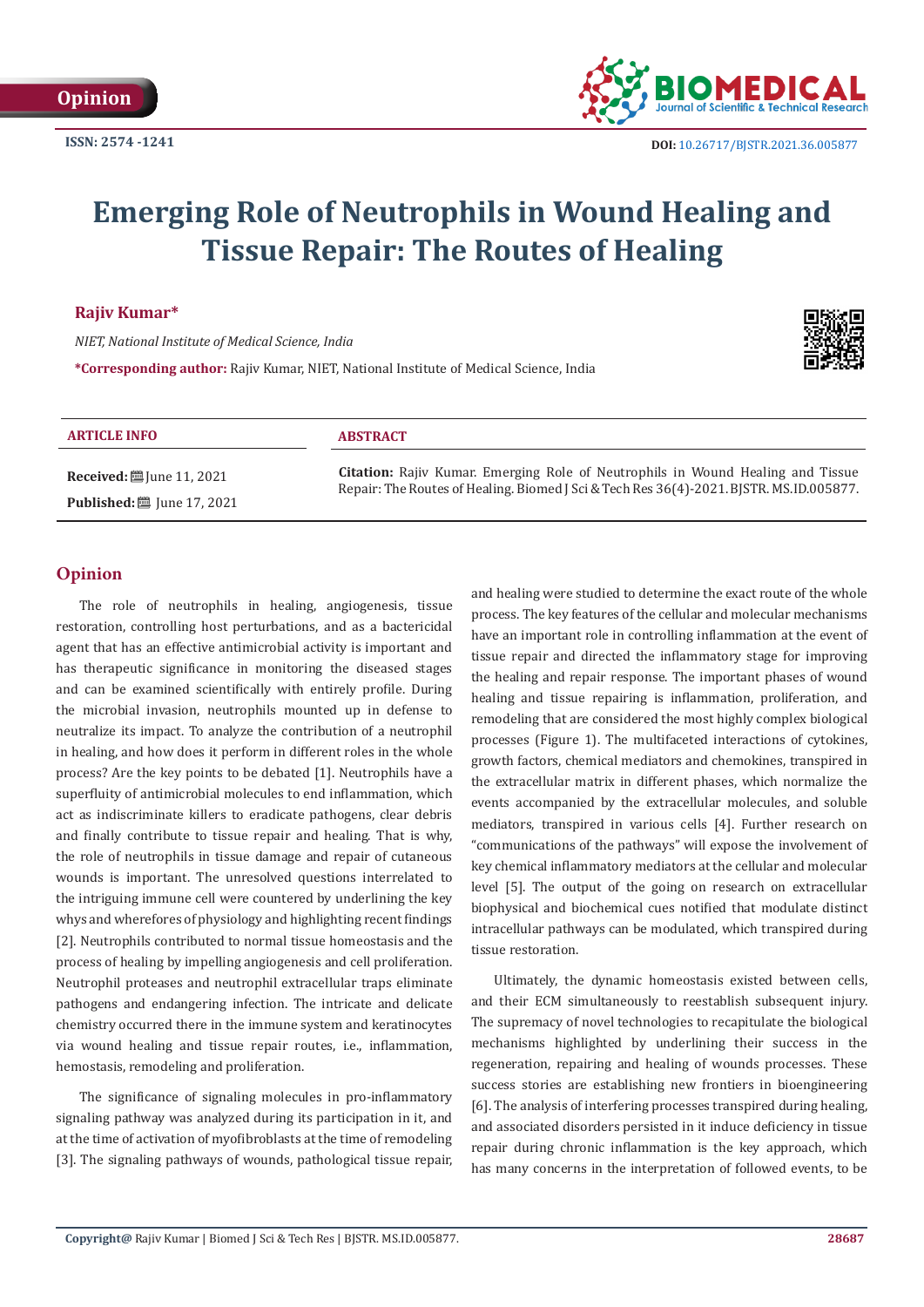Opinion

ISSN: 2574 -1241

DOI: 10.26717/BJSTR.2021.36.005877

# Emerging Role of Neutrophils in Wound Healing and Tissue Repair: The Routes of Healing

**Rajiv Kumar***

*NIET, National Institute of Medical Science, India*

***Corresponding author:** Rajiv Kumar, NIET, National Institute of Medical Science, India

**ARTICLE INFO**

**Received:** June 11, 2021

**Published:** June 17, 2021

**ABSTRACT**

**Citation:** Rajiv Kumar. Emerging Role of Neutrophils in Wound Healing and Tissue Repair: The Routes of Healing. Biomed J Sci & Tech Res 36(4)-2021. BJSTR. MS.ID.005877.

## Opinion

The role of neutrophils in healing, angiogenesis, tissue restoration, controlling host perturbations, and as a bactericidal agent that has an effective antimicrobial activity is important and has therapeutic significance in monitoring the diseased stages and can be examined scientifically with entirely profile. During the microbial invasion, neutrophils mounted up in defense to neutralize its impact. To analyze the contribution of a neutrophil in healing, and how does it perform in different roles in the whole process? Are the key points to be debated [1]. Neutrophils have a superfluity of antimicrobial molecules to end inflammation, which act as indiscriminate killers to eradicate pathogens, clear debris and finally contribute to tissue repair and healing. That is why, the role of neutrophils in tissue damage and repair of cutaneous wounds is important. The unresolved questions interrelated to the intriguing immune cell were countered by underlining the key whys and wherefores of physiology and highlighting recent findings [2]. Neutrophils contributed to normal tissue homeostasis and the process of healing by impelling angiogenesis and cell proliferation. Neutrophil proteases and neutrophil extracellular traps eliminate pathogens and endangering infection. The intricate and delicate chemistry occurred there in the immune system and keratinocytes via wound healing and tissue repair routes, i.e., inflammation, hemostasis, remodeling and proliferation.

The significance of signaling molecules in pro-inflammatory signaling pathway was analyzed during its participation in it, and at the time of activation of myofibroblasts at the time of remodeling [3]. The signaling pathways of wounds, pathological tissue repair, and healing were studied to determine the exact route of the whole process. The key features of the cellular and molecular mechanisms have an important role in controlling inflammation at the event of tissue repair and directed the inflammatory stage for improving the healing and repair response. The important phases of wound healing and tissue repairing is inflammation, proliferation, and remodeling that are considered the most highly complex biological processes (Figure 1). The multifaceted interactions of cytokines, growth factors, chemical mediators and chemokines, transpired in the extracellular matrix in different phases, which normalize the events accompanied by the extracellular molecules, and soluble mediators, transpired in various cells [4]. Further research on "communications of the pathways" will expose the involvement of key chemical inflammatory mediators at the cellular and molecular level [5]. The output of the going on research on extracellular biophysical and biochemical cues notified that modulate distinct intracellular pathways can be modulated, which transpired during tissue restoration.

Ultimately, the dynamic homeostasis existed between cells, and their ECM simultaneously to reestablish subsequent injury. The supremacy of novel technologies to recapitulate the biological mechanisms highlighted by underlining their success in the regeneration, repairing and healing of wounds processes. These success stories are establishing new frontiers in bioengineering [6]. The analysis of interfering processes transpired during healing, and associated disorders persisted in it induce deficiency in tissue repair during chronic inflammation is the key approach, which has many concerns in the interpretation of followed events, to be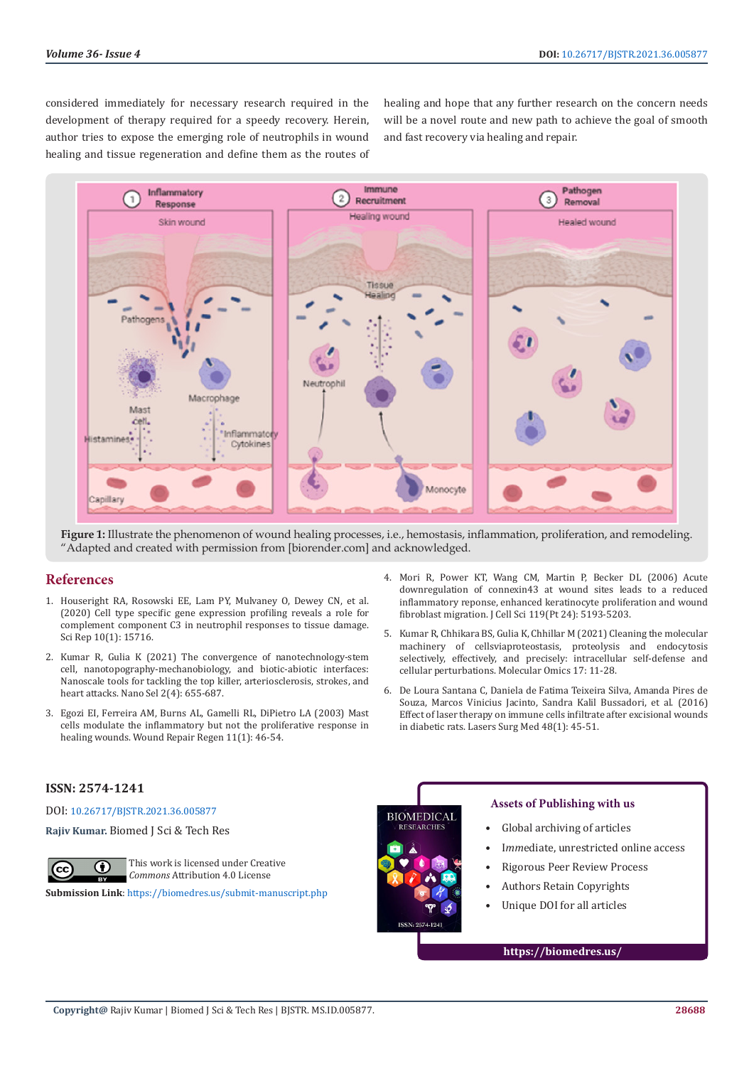considered immediately for necessary research required in the development of therapy required for a speedy recovery. Herein, author tries to expose the emerging role of neutrophils in wound healing and tissue regeneration and define them as the routes of healing and hope that any further research on the concern needs will be a novel route and new path to achieve the goal of smooth and fast recovery via healing and repair.

1 Inflammatory Response
2 Immune Recruitment
3 Pathogen Removal
Skin wound
Healing wound
Healed wound
Pathogens
Tissue Healing
Mast cell
Macrophage
Neutrophil
Histamines
Inflammatory Cytokines
Capillary
Monocyte

**Figure 1:** Illustrate the phenomenon of wound healing processes, i.e., hemostasis, inflammation, proliferation, and remodeling. "Adapted and created with permission from [biorender.com] and acknowledged.

## References

1. Houseright RA, Rosowski EE, Lam PY, Mulvaney O, Dewey CN, et al. (2020) Cell type specific gene expression profiling reveals a role for complement component C3 in neutrophil responses to tissue damage. Sci Rep 10(1): 15716.
2. Kumar R, Gulia K (2021) The convergence of nanotechnology-stem cell, nanotopography-mechanobiology, and biotic-abiotic interfaces: Nanoscale tools for tackling the top killer, arteriosclerosis, strokes, and heart attacks. Nano Sel 2(4): 655-687.
3. Egozi EI, Ferreira AM, Burns AL, Gamelli RL, DiPietro LA (2003) Mast cells modulate the inflammatory but not the proliferative response in healing wounds. Wound Repair Regen 11(1): 46-54.
4. Mori R, Power KT, Wang CM, Martin P, Becker DL (2006) Acute downregulation of connexin43 at wound sites leads to a reduced inflammatory reponse, enhanced keratinocyte proliferation and wound fibroblast migration. J Cell Sci 119(Pt 24): 5193-5203.
5. Kumar R, Chhikara BS, Gulia K, Chhillar M (2021) Cleaning the molecular machinery of cellsviaproteostasis, proteolysis and endocytosis selectively, effectively, and precisely: intracellular self-defense and cellular perturbations. Molecular Omics 17: 11-28.
6. De Loura Santana C, Daniela de Fatima Teixeira Silva, Amanda Pires de Souza, Marcos Vinicius Jacinto, Sandra Kalil Bussadori, et al. (2016) Effect of laser therapy on immune cells infiltrate after excisional wounds in diabetic rats. Lasers Surg Med 48(1): 45-51.

**ISSN: 2574-1241**

DOI: 10.26717/BJSTR.2021.36.005877

**Rajiv Kumar.** Biomed J Sci & Tech Res

This work is licensed under Creative *Commons* Attribution 4.0 License

**Submission Link**: https://biomedres.us/submit-manuscript.php

### Assets of Publishing with us

- Global archiving of articles
- Immediate, unrestricted online access
- Rigorous Peer Review Process
- Authors Retain Copyrights
- Unique DOI for all articles

**https://biomedres.us/**